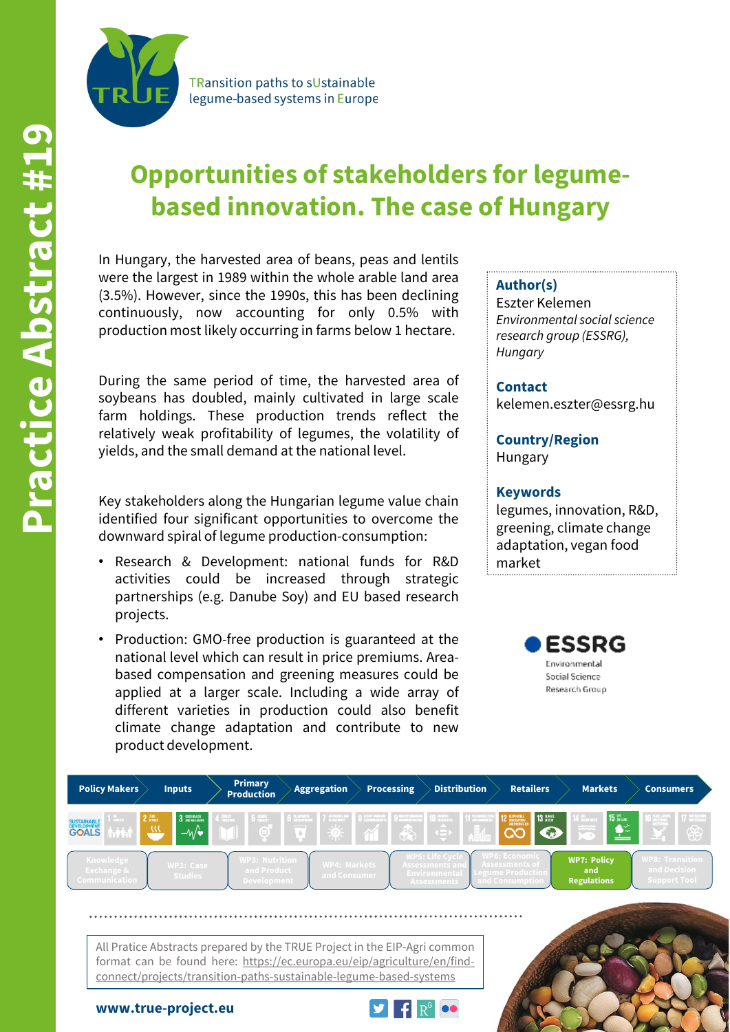# Practice Abstract #19

TRansition paths to sUstainable legume-based systems in Europe

## Opportunities of stakeholders for legume-based innovation. The case of Hungary

In Hungary, the harvested area of beans, peas and lentils were the largest in 1989 within the whole arable land area (3.5%). However, since the 1990s, this has been declining continuously, now accounting for only 0.5% with production most likely occurring in farms below 1 hectare.

During the same period of time, the harvested area of soybeans has doubled, mainly cultivated in large scale farm holdings. These production trends reflect the relatively weak profitability of legumes, the volatility of yields, and the small demand at the national level.

Key stakeholders along the Hungarian legume value chain identified four significant opportunities to overcome the downward spiral of legume production-consumption:

- Research & Development: national funds for R&D activities could be increased through strategic partnerships (e.g. Danube Soy) and EU based research projects.
- Production: GMO-free production is guaranteed at the national level which can result in price premiums. Area-based compensation and greening measures could be applied at a larger scale. Including a wide array of different varieties in production could also benefit climate change adaptation and contribute to new product development.

**Author(s)**
Eszter Kelemen
*Environmental social science research group (ESSRG), Hungary*

**Contact**
kelemen.eszter@essrg.hu

**Country/Region**
Hungary

**Keywords**
legumes, innovation, R&D, greening, climate change adaptation, vegan food market

ESSRG Environmental Social Science Research Group

Policy Makers | Inputs | Primary Production | Aggregation | Processing | Distribution | Retailers | Markets | Consumers

Knowledge Exchange & Communication | WP2: Case Studies | WP3: Nutrition and Product Development | WP4: Markets and Consumer | WP5: Life Cycle Assessments and Environmental Assessments | WP6: Economic Assessments of Legume Production and Consumption | **WP7: Policy and Regulations** | WP8: Transition and Decision Support Tool

All Pratice Abstracts prepared by the TRUE Project in the EIP-Agri common format can be found here: https://ec.europa.eu/eip/agriculture/en/find-connect/projects/transition-paths-sustainable-legume-based-systems

**www.true-project.eu**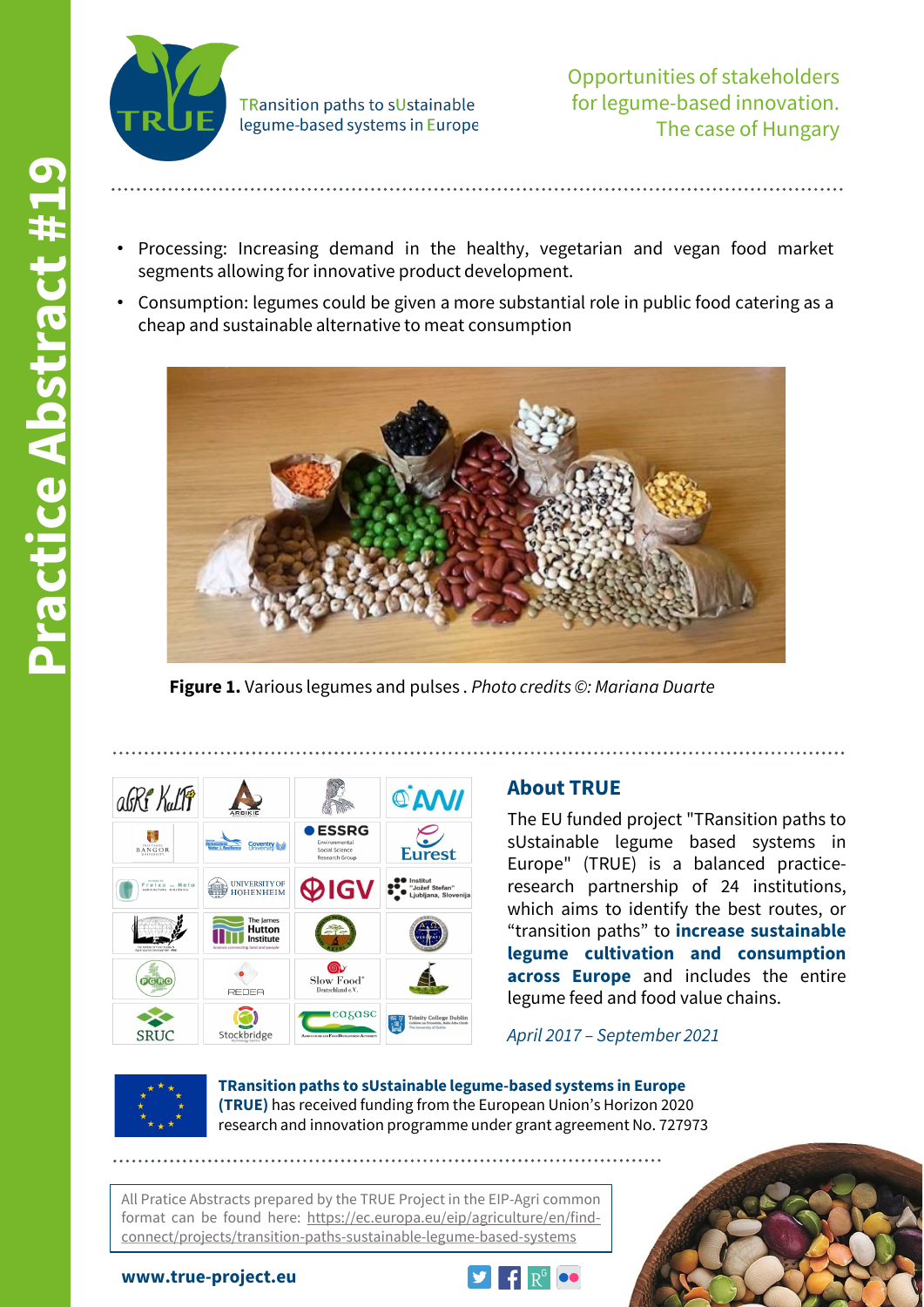- Processing: Increasing demand in the healthy, vegetarian and vegan food market segments allowing for innovative product development.
- Consumption: legumes could be given a more substantial role in public food catering as a cheap and sustainable alternative to meat consumption

**Figure 1.** Various legumes and pulses . *Photo credits ©: Mariana Duarte*

## About TRUE

The EU funded project "TRansition paths to sUstainable legume based systems in Europe" (TRUE) is a balanced practice-research partnership of 24 institutions, which aims to identify the best routes, or "transition paths" to **increase sustainable legume cultivation and consumption across Europe** and includes the entire legume feed and food value chains.

*April 2017 – September 2021*

**TRansition paths to sUstainable legume-based systems in Europe (TRUE)** has received funding from the European Union's Horizon 2020 research and innovation programme under grant agreement No. 727973

All Pratice Abstracts prepared by the TRUE Project in the EIP-Agri common format can be found here: https://ec.europa.eu/eip/agriculture/en/find-connect/projects/transition-paths-sustainable-legume-based-systems

**www.true-project.eu**